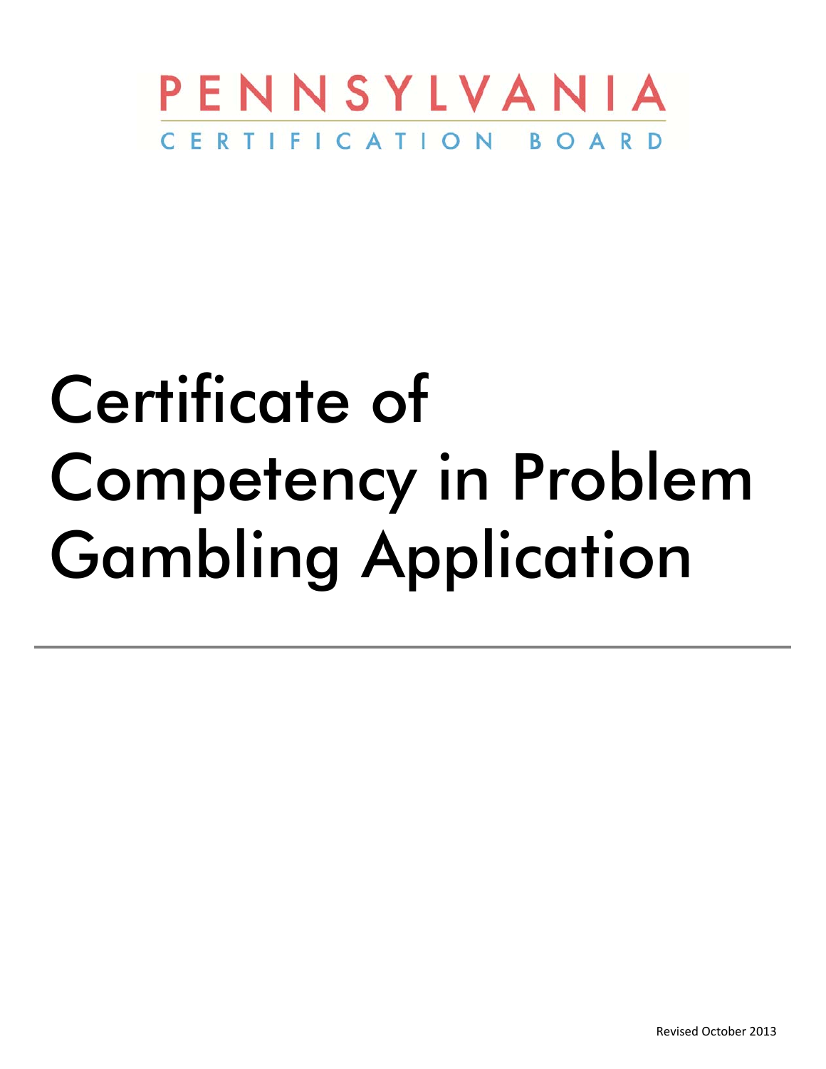PENNSYLVANIA

CERTIFICATION BOARD

# Certificate of Competency in Problem Gambling Application

Revised October 2013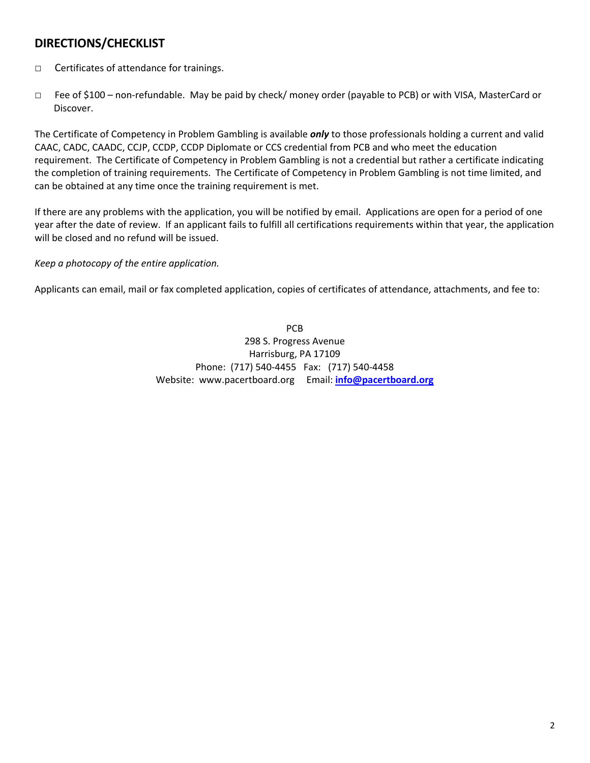## DIRECTIONS/CHECKLIST

- □ Certificates of attendance for trainings.
- □ Fee of $100 – non-refundable. May be paid by check/ money order (payable to PCB) or with VISA, MasterCard or Discover.

The Certificate of Competency in Problem Gambling is available ***only*** to those professionals holding a current and valid CAAC, CADC, CAADC, CCJP, CCDP, CCDP Diplomate or CCS credential from PCB and who meet the education requirement. The Certificate of Competency in Problem Gambling is not a credential but rather a certificate indicating the completion of training requirements. The Certificate of Competency in Problem Gambling is not time limited, and can be obtained at any time once the training requirement is met.

If there are any problems with the application, you will be notified by email. Applications are open for a period of one year after the date of review. If an applicant fails to fulfill all certifications requirements within that year, the application will be closed and no refund will be issued.

*Keep a photocopy of the entire application.*

Applicants can email, mail or fax completed application, copies of certificates of attendance, attachments, and fee to:

PCB
298 S. Progress Avenue
Harrisburg, PA 17109
Phone: (717) 540-4455 Fax: (717) 540-4458
Website: www.pacertboard.org Email: **info@pacertboard.org**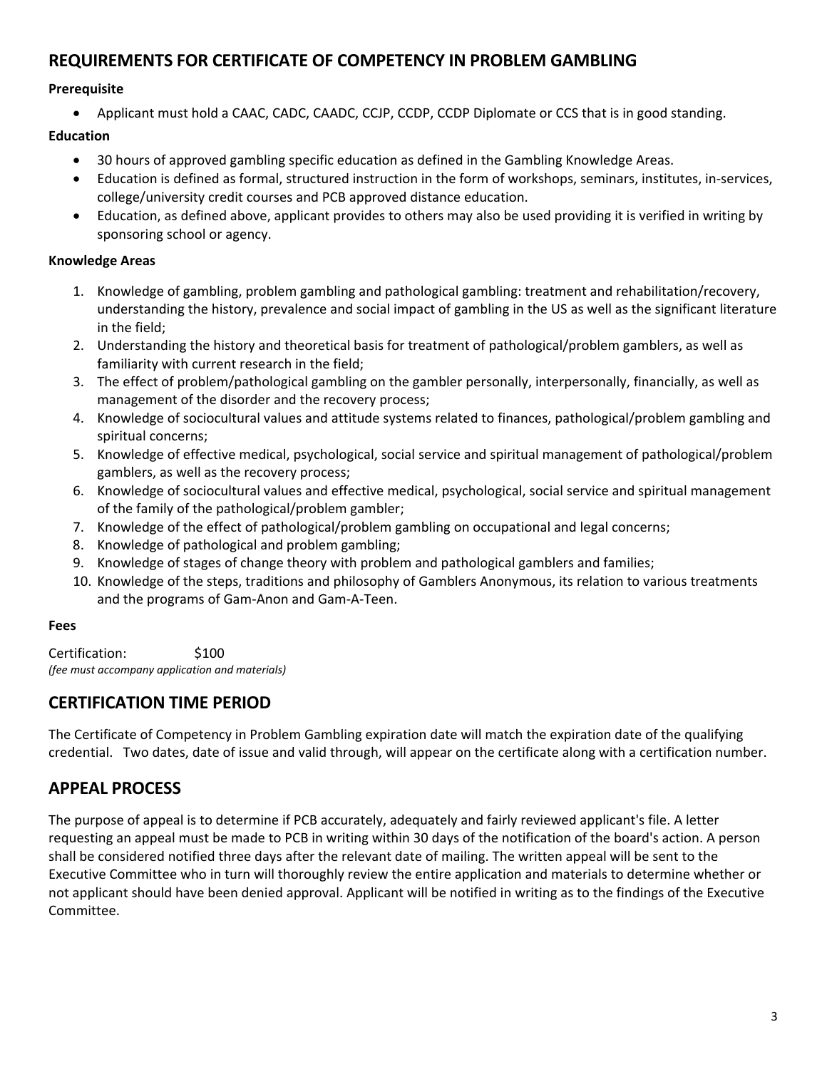## REQUIREMENTS FOR CERTIFICATE OF COMPETENCY IN PROBLEM GAMBLING

**Prerequisite**

- Applicant must hold a CAAC, CADC, CAADC, CCJP, CCDP, CCDP Diplomate or CCS that is in good standing.

**Education**

- 30 hours of approved gambling specific education as defined in the Gambling Knowledge Areas.
- Education is defined as formal, structured instruction in the form of workshops, seminars, institutes, in-services, college/university credit courses and PCB approved distance education.
- Education, as defined above, applicant provides to others may also be used providing it is verified in writing by sponsoring school or agency.

**Knowledge Areas**

1. Knowledge of gambling, problem gambling and pathological gambling: treatment and rehabilitation/recovery, understanding the history, prevalence and social impact of gambling in the US as well as the significant literature in the field;
2. Understanding the history and theoretical basis for treatment of pathological/problem gamblers, as well as familiarity with current research in the field;
3. The effect of problem/pathological gambling on the gambler personally, interpersonally, financially, as well as management of the disorder and the recovery process;
4. Knowledge of sociocultural values and attitude systems related to finances, pathological/problem gambling and spiritual concerns;
5. Knowledge of effective medical, psychological, social service and spiritual management of pathological/problem gamblers, as well as the recovery process;
6. Knowledge of sociocultural values and effective medical, psychological, social service and spiritual management of the family of the pathological/problem gambler;
7. Knowledge of the effect of pathological/problem gambling on occupational and legal concerns;
8. Knowledge of pathological and problem gambling;
9. Knowledge of stages of change theory with problem and pathological gamblers and families;
10. Knowledge of the steps, traditions and philosophy of Gamblers Anonymous, its relation to various treatments and the programs of Gam-Anon and Gam-A-Teen.

**Fees**

Certification: $100
*(fee must accompany application and materials)*

## CERTIFICATION TIME PERIOD

The Certificate of Competency in Problem Gambling expiration date will match the expiration date of the qualifying credential. Two dates, date of issue and valid through, will appear on the certificate along with a certification number.

## APPEAL PROCESS

The purpose of appeal is to determine if PCB accurately, adequately and fairly reviewed applicant's file. A letter requesting an appeal must be made to PCB in writing within 30 days of the notification of the board's action. A person shall be considered notified three days after the relevant date of mailing. The written appeal will be sent to the Executive Committee who in turn will thoroughly review the entire application and materials to determine whether or not applicant should have been denied approval. Applicant will be notified in writing as to the findings of the Executive Committee.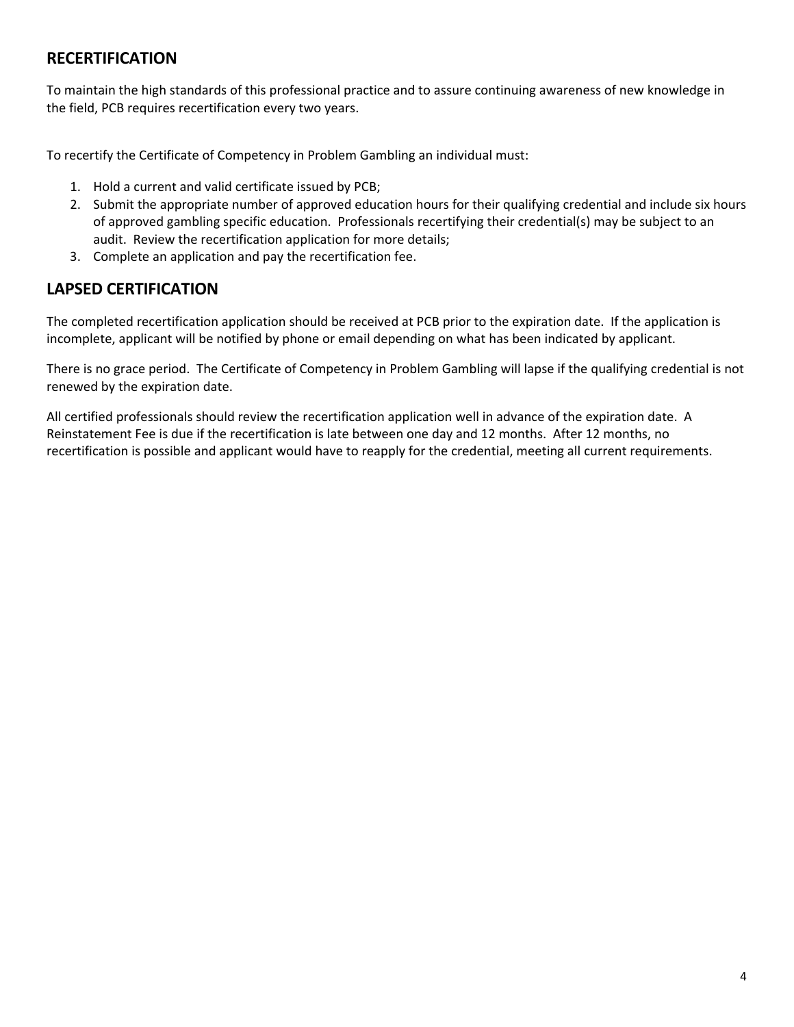## RECERTIFICATION

To maintain the high standards of this professional practice and to assure continuing awareness of new knowledge in the field, PCB requires recertification every two years.

To recertify the Certificate of Competency in Problem Gambling an individual must:

1. Hold a current and valid certificate issued by PCB;
2. Submit the appropriate number of approved education hours for their qualifying credential and include six hours of approved gambling specific education. Professionals recertifying their credential(s) may be subject to an audit. Review the recertification application for more details;
3. Complete an application and pay the recertification fee.

## LAPSED CERTIFICATION

The completed recertification application should be received at PCB prior to the expiration date. If the application is incomplete, applicant will be notified by phone or email depending on what has been indicated by applicant.

There is no grace period. The Certificate of Competency in Problem Gambling will lapse if the qualifying credential is not renewed by the expiration date.

All certified professionals should review the recertification application well in advance of the expiration date. A Reinstatement Fee is due if the recertification is late between one day and 12 months. After 12 months, no recertification is possible and applicant would have to reapply for the credential, meeting all current requirements.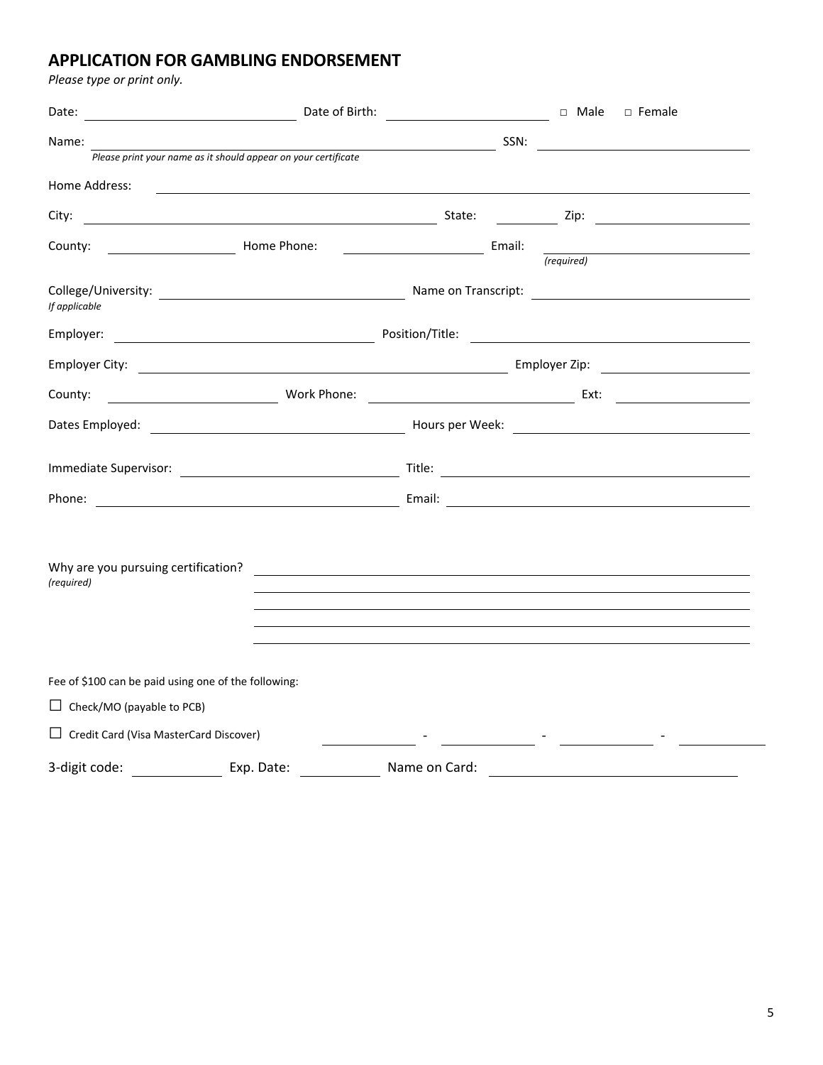## APPLICATION FOR GAMBLING ENDORSEMENT

*Please type or print only.*

Date: ______________________ Date of Birth: ______________________ □ Male □ Female

Name: ______________________________________________ SSN: ______________________

*Please print your name as it should appear on your certificate*

Home Address: ______________________________________________________________

City: ______________________________ State: ________ Zip: ______________

County: ______________ Home Phone: ______________ Email: ______________________

*(required)*

College/University: ______________________ Name on Transcript: ______________________

*If applicable*

Employer: ______________________ Position/Title: ______________________

Employer City: ______________________________ Employer Zip: ______________

County: ______________ Work Phone: ______________________ Ext: ______________

Dates Employed: ______________________ Hours per Week: ______________________

Immediate Supervisor: ______________________ Title: ______________________

Phone: ______________________ Email: ______________________

Why are you pursuing certification? ______________________________________________

*(required)*

______________________________________________

______________________________________________

______________________________________________

______________________________________________

Fee of $100 can be paid using one of the following:

☐ Check/MO (payable to PCB)

☐ Credit Card (Visa MasterCard Discover) __________ - __________ - __________ - __________

3-digit code: __________ Exp. Date: __________ Name on Card: ______________________